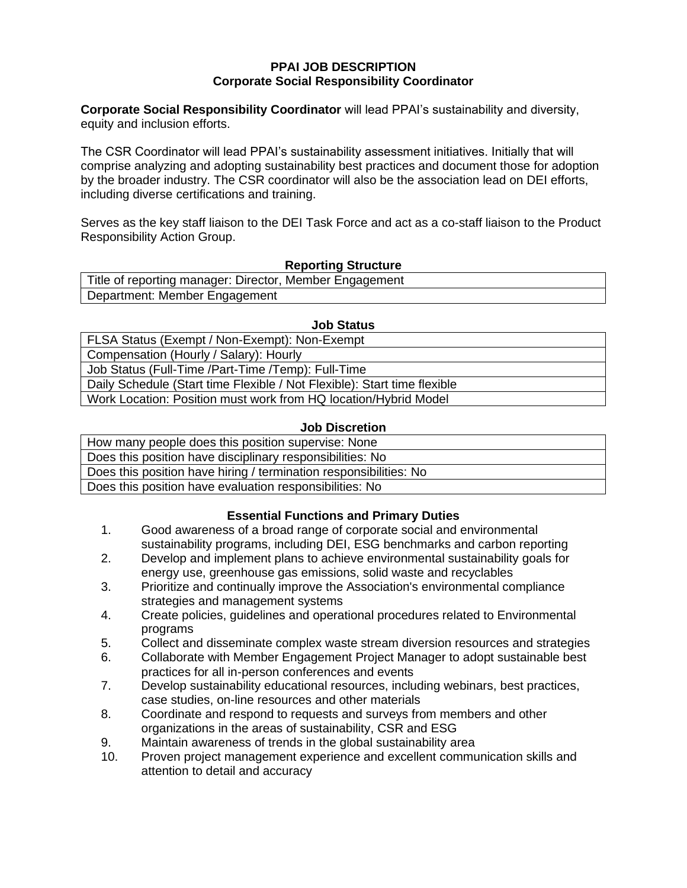# PPAI JOB DESCRIPTION
## Corporate Social Responsibility Coordinator

**Corporate Social Responsibility Coordinator** will lead PPAI's sustainability and diversity, equity and inclusion efforts.

The CSR Coordinator will lead PPAI's sustainability assessment initiatives. Initially that will comprise analyzing and adopting sustainability best practices and document those for adoption by the broader industry. The CSR coordinator will also be the association lead on DEI efforts, including diverse certifications and training.

Serves as the key staff liaison to the DEI Task Force and act as a co-staff liaison to the Product Responsibility Action Group.

### Reporting Structure

| Reporting Structure |
|---|
| Title of reporting manager: Director, Member Engagement |
| Department: Member Engagement |

### Job Status

| Job Status |
|---|
| FLSA Status (Exempt / Non-Exempt): Non-Exempt |
| Compensation (Hourly / Salary): Hourly |
| Job Status (Full-Time /Part-Time /Temp): Full-Time |
| Daily Schedule (Start time Flexible / Not Flexible): Start time flexible |
| Work Location: Position must work from HQ location/Hybrid Model |

### Job Discretion

| Job Discretion |
|---|
| How many people does this position supervise: None |
| Does this position have disciplinary responsibilities: No |
| Does this position have hiring / termination responsibilities: No |
| Does this position have evaluation responsibilities: No |

### Essential Functions and Primary Duties

1. Good awareness of a broad range of corporate social and environmental sustainability programs, including DEI, ESG benchmarks and carbon reporting
2. Develop and implement plans to achieve environmental sustainability goals for energy use, greenhouse gas emissions, solid waste and recyclables
3. Prioritize and continually improve the Association's environmental compliance strategies and management systems
4. Create policies, guidelines and operational procedures related to Environmental programs
5. Collect and disseminate complex waste stream diversion resources and strategies
6. Collaborate with Member Engagement Project Manager to adopt sustainable best practices for all in-person conferences and events
7. Develop sustainability educational resources, including webinars, best practices, case studies, on-line resources and other materials
8. Coordinate and respond to requests and surveys from members and other organizations in the areas of sustainability, CSR and ESG
9. Maintain awareness of trends in the global sustainability area
10. Proven project management experience and excellent communication skills and attention to detail and accuracy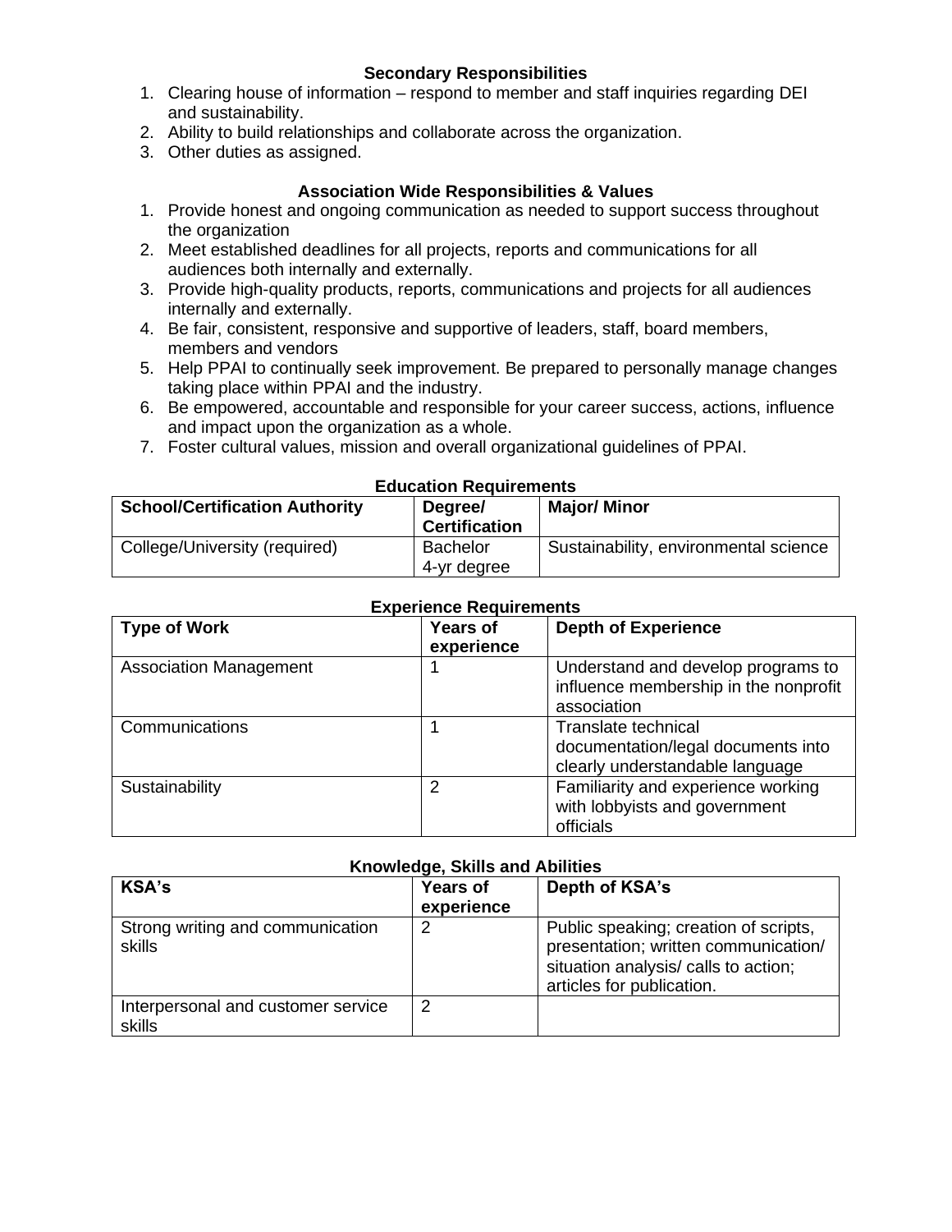### Secondary Responsibilities

1. Clearing house of information – respond to member and staff inquiries regarding DEI and sustainability.
2. Ability to build relationships and collaborate across the organization.
3. Other duties as assigned.

### Association Wide Responsibilities & Values

1. Provide honest and ongoing communication as needed to support success throughout the organization
2. Meet established deadlines for all projects, reports and communications for all audiences both internally and externally.
3. Provide high-quality products, reports, communications and projects for all audiences internally and externally.
4. Be fair, consistent, responsive and supportive of leaders, staff, board members, members and vendors
5. Help PPAI to continually seek improvement. Be prepared to personally manage changes taking place within PPAI and the industry.
6. Be empowered, accountable and responsible for your career success, actions, influence and impact upon the organization as a whole.
7. Foster cultural values, mission and overall organizational guidelines of PPAI.

### Education Requirements

| School/Certification Authority | Degree/ Certification | Major/ Minor |
|---|---|---|
| College/University (required) | Bachelor 4-yr degree | Sustainability, environmental science |

### Experience Requirements

| Type of Work | Years of experience | Depth of Experience |
|---|---|---|
| Association Management | 1 | Understand and develop programs to influence membership in the nonprofit association |
| Communications | 1 | Translate technical documentation/legal documents into clearly understandable language |
| Sustainability | 2 | Familiarity and experience working with lobbyists and government officials |

### Knowledge, Skills and Abilities

| KSA's | Years of experience | Depth of KSA's |
|---|---|---|
| Strong writing and communication skills | 2 | Public speaking; creation of scripts, presentation; written communication/ situation analysis/ calls to action; articles for publication. |
| Interpersonal and customer service skills | 2 | |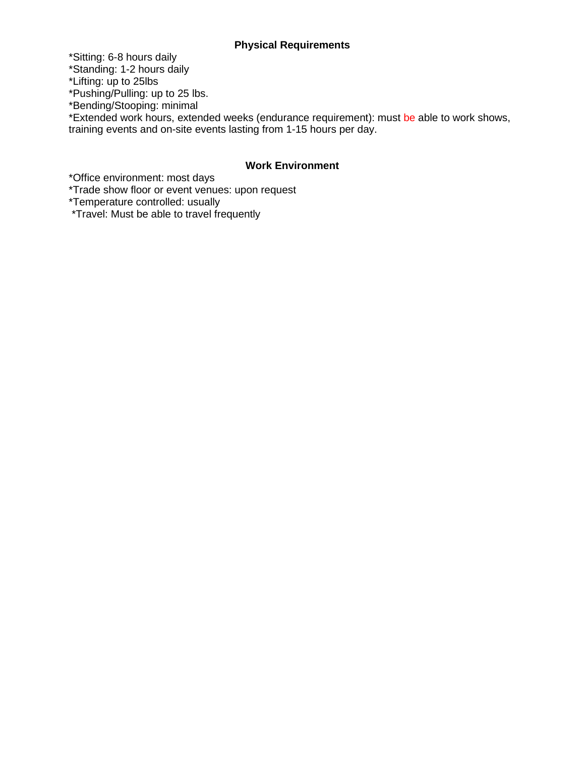**Physical Requirements**

*Sitting: 6-8 hours daily
*Standing: 1-2 hours daily
*Lifting: up to 25lbs
*Pushing/Pulling: up to 25 lbs.
*Bending/Stooping: minimal
*Extended work hours, extended weeks (endurance requirement): must be able to work shows, training events and on-site events lasting from 1-15 hours per day.

**Work Environment**

*Office environment: most days
*Trade show floor or event venues: upon request
*Temperature controlled: usually
*Travel: Must be able to travel frequently